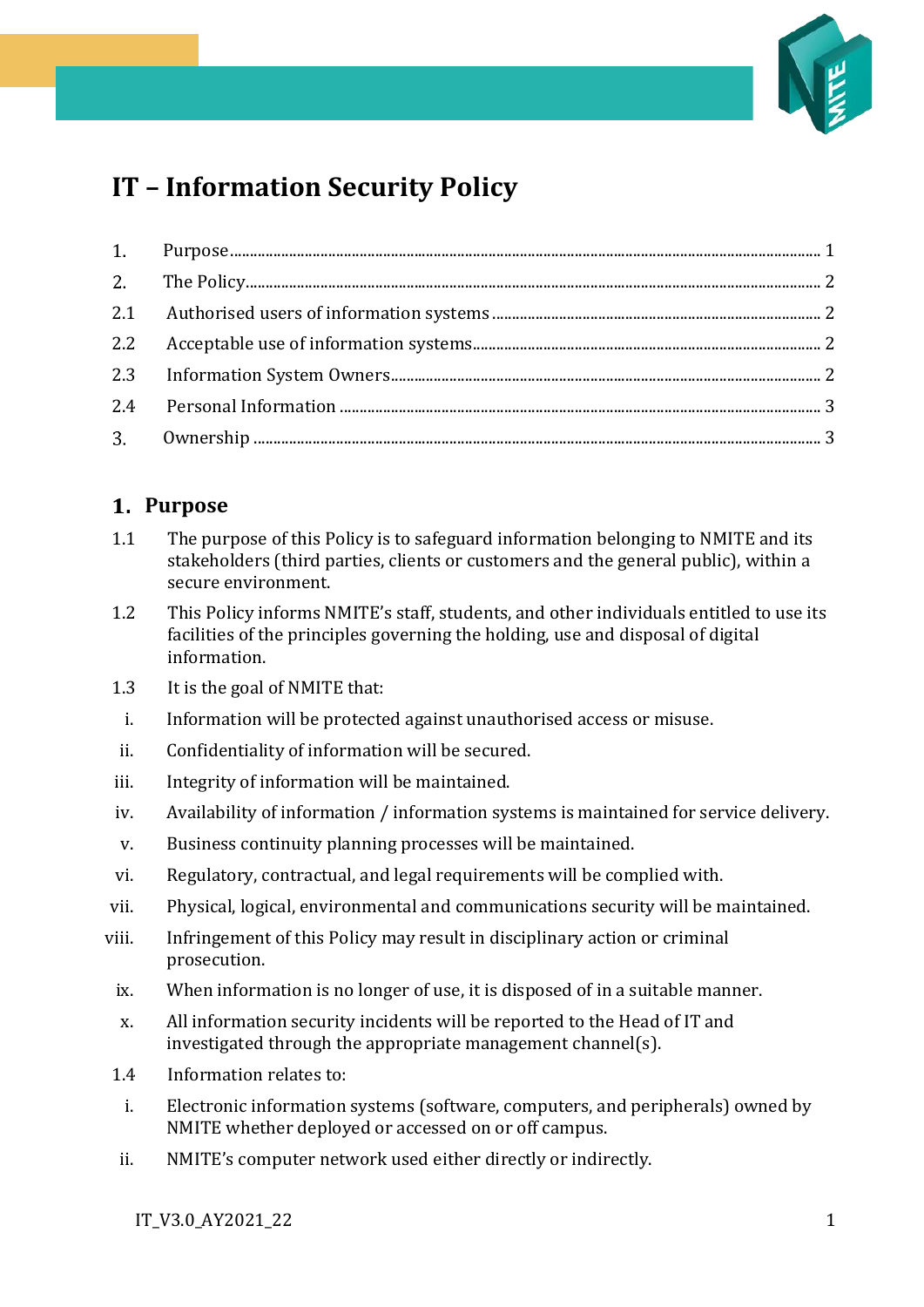# IT – Information Security Policy

| | | |
|---|---|---|
| 1. | Purpose | 1 |
| 2. | The Policy | 2 |
| 2.1 | Authorised users of information systems | 2 |
| 2.2 | Acceptable use of information systems | 2 |
| 2.3 | Information System Owners | 2 |
| 2.4 | Personal Information | 3 |
| 3. | Ownership | 3 |

## 1. Purpose

1.1 The purpose of this Policy is to safeguard information belonging to NMITE and its stakeholders (third parties, clients or customers and the general public), within a secure environment.

1.2 This Policy informs NMITE's staff, students, and other individuals entitled to use its facilities of the principles governing the holding, use and disposal of digital information.

1.3 It is the goal of NMITE that:

i. Information will be protected against unauthorised access or misuse.

ii. Confidentiality of information will be secured.

iii. Integrity of information will be maintained.

iv. Availability of information / information systems is maintained for service delivery.

v. Business continuity planning processes will be maintained.

vi. Regulatory, contractual, and legal requirements will be complied with.

vii. Physical, logical, environmental and communications security will be maintained.

viii. Infringement of this Policy may result in disciplinary action or criminal prosecution.

ix. When information is no longer of use, it is disposed of in a suitable manner.

x. All information security incidents will be reported to the Head of IT and investigated through the appropriate management channel(s).

1.4 Information relates to:

i. Electronic information systems (software, computers, and peripherals) owned by NMITE whether deployed or accessed on or off campus.

ii. NMITE's computer network used either directly or indirectly.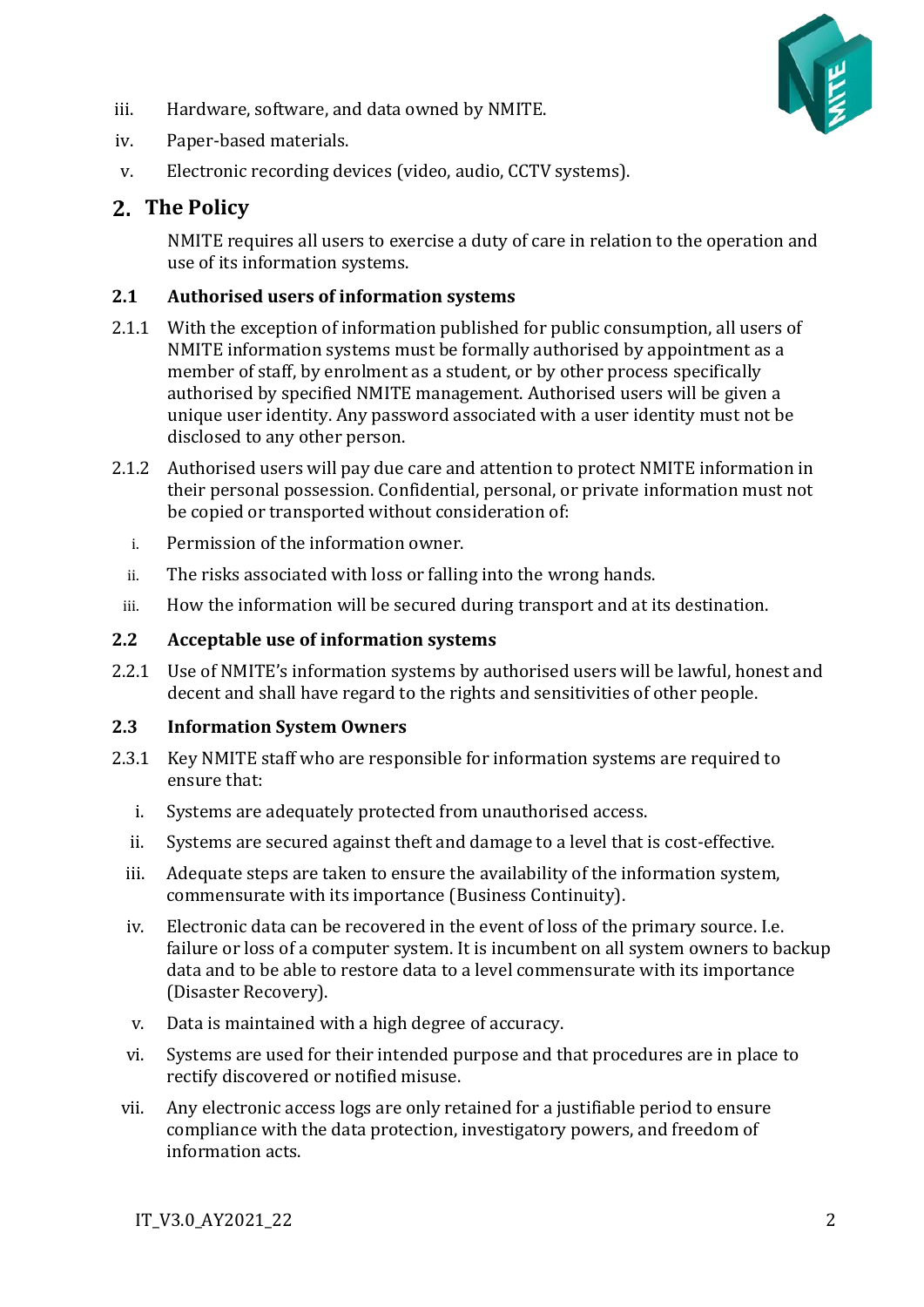iii. Hardware, software, and data owned by NMITE.

iv. Paper-based materials.

v. Electronic recording devices (video, audio, CCTV systems).

## 2. The Policy

NMITE requires all users to exercise a duty of care in relation to the operation and use of its information systems.

### 2.1 Authorised users of information systems

2.1.1 With the exception of information published for public consumption, all users of NMITE information systems must be formally authorised by appointment as a member of staff, by enrolment as a student, or by other process specifically authorised by specified NMITE management. Authorised users will be given a unique user identity. Any password associated with a user identity must not be disclosed to any other person.

2.1.2 Authorised users will pay due care and attention to protect NMITE information in their personal possession. Confidential, personal, or private information must not be copied or transported without consideration of:

i. Permission of the information owner.

ii. The risks associated with loss or falling into the wrong hands.

iii. How the information will be secured during transport and at its destination.

### 2.2 Acceptable use of information systems

2.2.1 Use of NMITE's information systems by authorised users will be lawful, honest and decent and shall have regard to the rights and sensitivities of other people.

### 2.3 Information System Owners

2.3.1 Key NMITE staff who are responsible for information systems are required to ensure that:

i. Systems are adequately protected from unauthorised access.

ii. Systems are secured against theft and damage to a level that is cost-effective.

iii. Adequate steps are taken to ensure the availability of the information system, commensurate with its importance (Business Continuity).

iv. Electronic data can be recovered in the event of loss of the primary source. I.e. failure or loss of a computer system. It is incumbent on all system owners to backup data and to be able to restore data to a level commensurate with its importance (Disaster Recovery).

v. Data is maintained with a high degree of accuracy.

vi. Systems are used for their intended purpose and that procedures are in place to rectify discovered or notified misuse.

vii. Any electronic access logs are only retained for a justifiable period to ensure compliance with the data protection, investigatory powers, and freedom of information acts.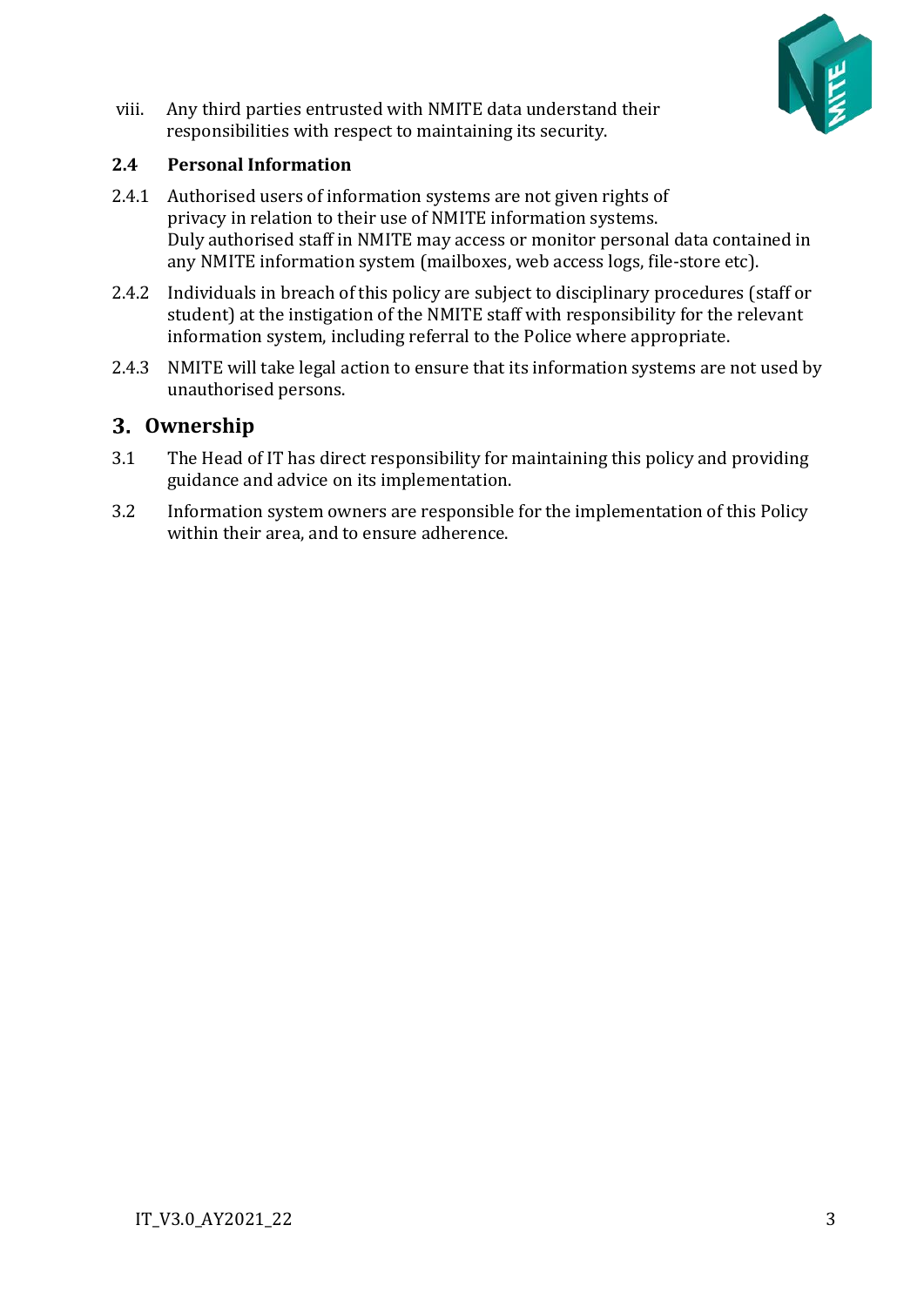viii. Any third parties entrusted with NMITE data understand their responsibilities with respect to maintaining its security.

### 2.4 Personal Information

2.4.1 Authorised users of information systems are not given rights of privacy in relation to their use of NMITE information systems. Duly authorised staff in NMITE may access or monitor personal data contained in any NMITE information system (mailboxes, web access logs, file-store etc).

2.4.2 Individuals in breach of this policy are subject to disciplinary procedures (staff or student) at the instigation of the NMITE staff with responsibility for the relevant information system, including referral to the Police where appropriate.

2.4.3 NMITE will take legal action to ensure that its information systems are not used by unauthorised persons.

## 3. Ownership

3.1 The Head of IT has direct responsibility for maintaining this policy and providing guidance and advice on its implementation.

3.2 Information system owners are responsible for the implementation of this Policy within their area, and to ensure adherence.